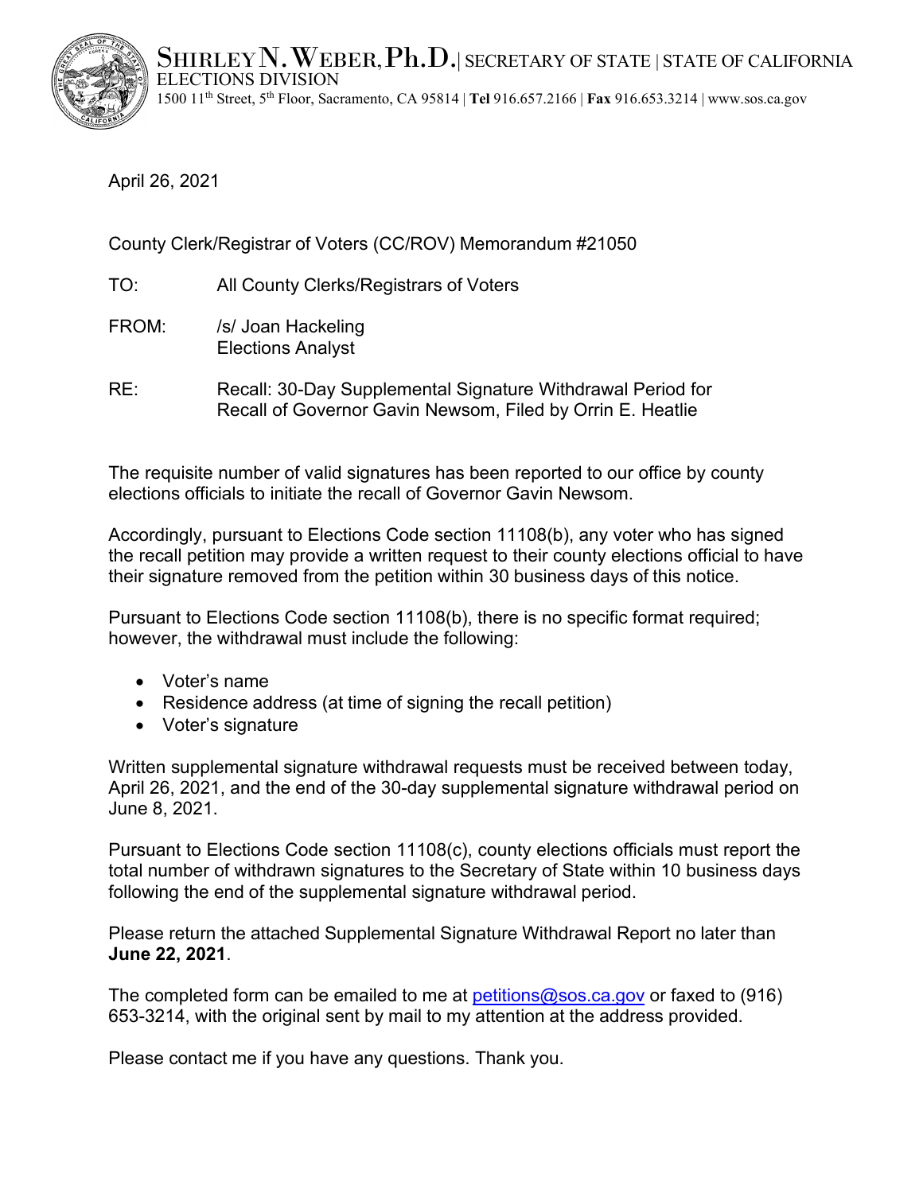SHIRLEY N. WEBER, Ph.D. | SECRETARY OF STATE | STATE OF CALIFORNIA
ELECTIONS DIVISION
1500 11th Street, 5th Floor, Sacramento, CA 95814 | **Tel** 916.657.2166 | **Fax** 916.653.3214 | www.sos.ca.gov

April 26, 2021

County Clerk/Registrar of Voters (CC/ROV) Memorandum #21050

TO: All County Clerks/Registrars of Voters

FROM: /s/ Joan Hackeling
Elections Analyst

RE: Recall: 30-Day Supplemental Signature Withdrawal Period for Recall of Governor Gavin Newsom, Filed by Orrin E. Heatlie

The requisite number of valid signatures has been reported to our office by county elections officials to initiate the recall of Governor Gavin Newsom.

Accordingly, pursuant to Elections Code section 11108(b), any voter who has signed the recall petition may provide a written request to their county elections official to have their signature removed from the petition within 30 business days of this notice.

Pursuant to Elections Code section 11108(b), there is no specific format required; however, the withdrawal must include the following:

- Voter's name
- Residence address (at time of signing the recall petition)
- Voter's signature

Written supplemental signature withdrawal requests must be received between today, April 26, 2021, and the end of the 30-day supplemental signature withdrawal period on June 8, 2021.

Pursuant to Elections Code section 11108(c), county elections officials must report the total number of withdrawn signatures to the Secretary of State within 10 business days following the end of the supplemental signature withdrawal period.

Please return the attached Supplemental Signature Withdrawal Report no later than **June 22, 2021**.

The completed form can be emailed to me at petitions@sos.ca.gov or faxed to (916) 653-3214, with the original sent by mail to my attention at the address provided.

Please contact me if you have any questions. Thank you.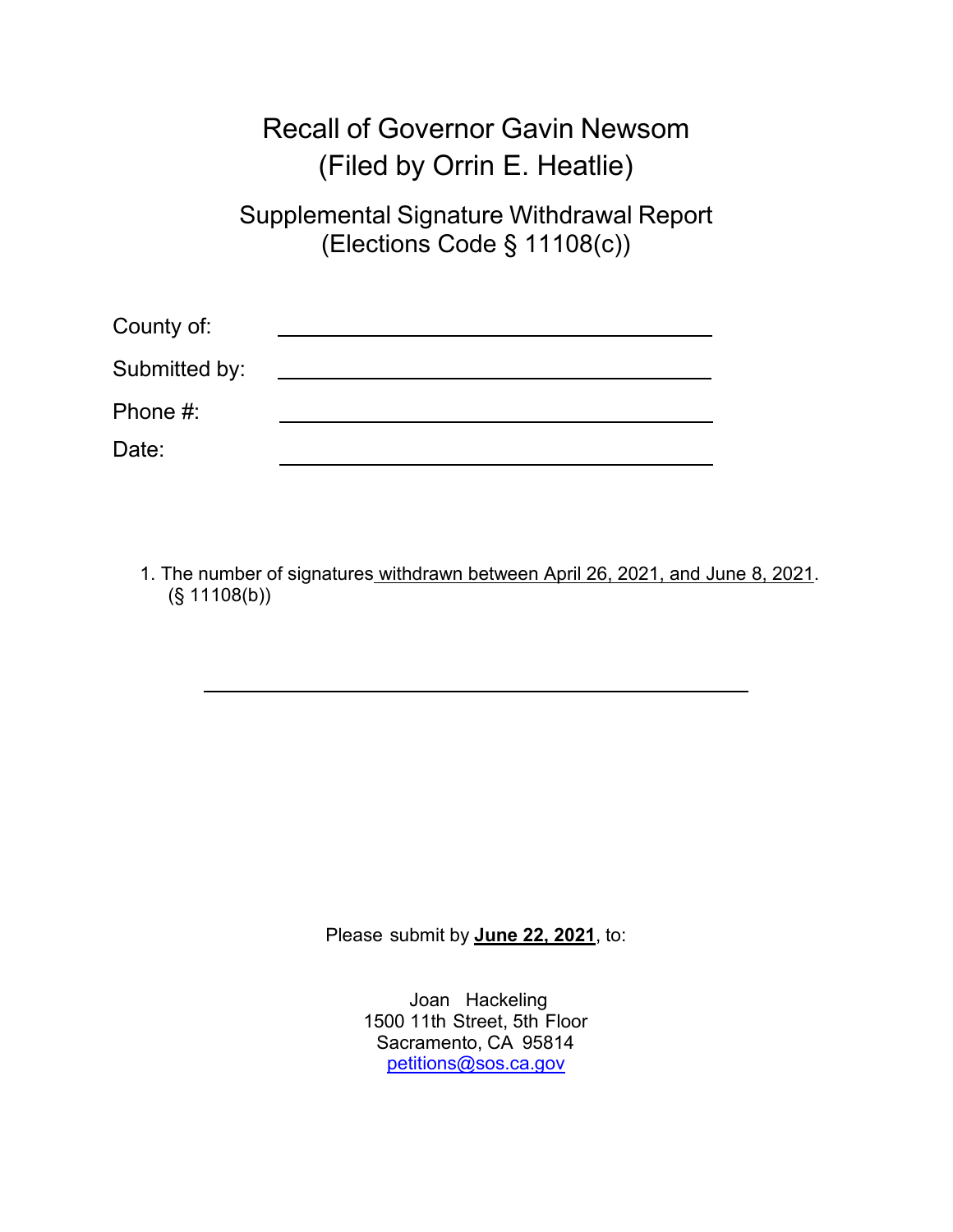# Recall of Governor Gavin Newsom
# (Filed by Orrin E. Heatlie)

## Supplemental Signature Withdrawal Report
## (Elections Code § 11108(c))

County of: ______________________________

Submitted by: ______________________________

Phone #: ______________________________

Date: ______________________________

1. The number of signatures withdrawn between April 26, 2021, and June 8, 2021. (§ 11108(b))

______________________________

Please submit by **June 22, 2021**, to:

Joan Hackeling
1500 11th Street, 5th Floor
Sacramento, CA 95814
petitions@sos.ca.gov